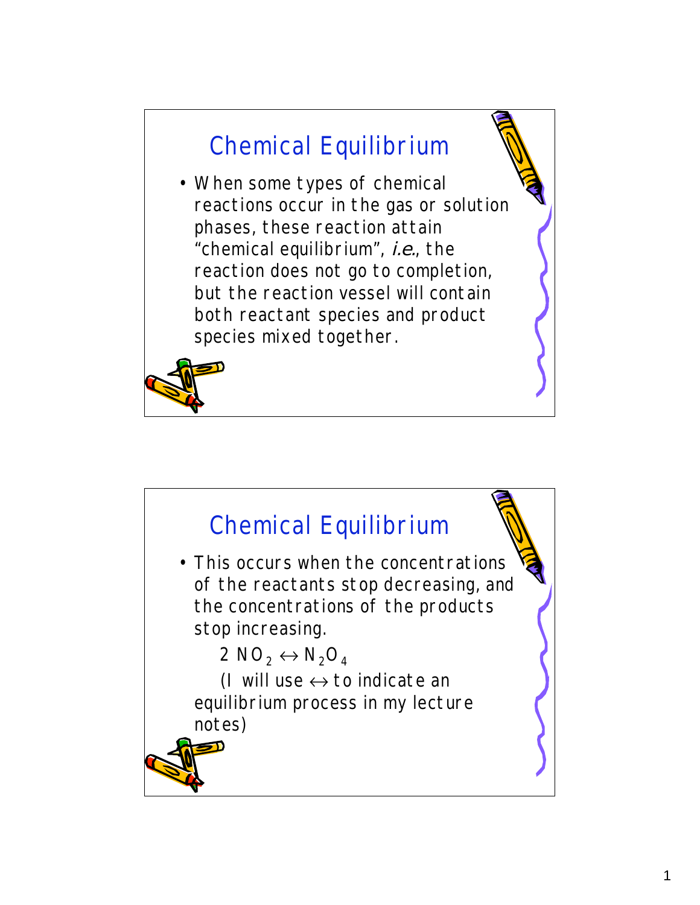## Chemical Equilibrium

- When some types of chemical reactions occur in the gas or solution phases, these reaction attain "chemical equilibrium", *i.e.*, the reaction does not go to completion, but the reaction vessel will contain both reactant species and product species mixed together.

## Chemical Equilibrium

- This occurs when the concentrations of the reactants stop decreasing, and the concentrations of the products stop increasing.

  $2\ NO_2 \leftrightarrow N_2O_4$

  (I will use $\leftrightarrow$ to indicate an equilibrium process in my lecture notes)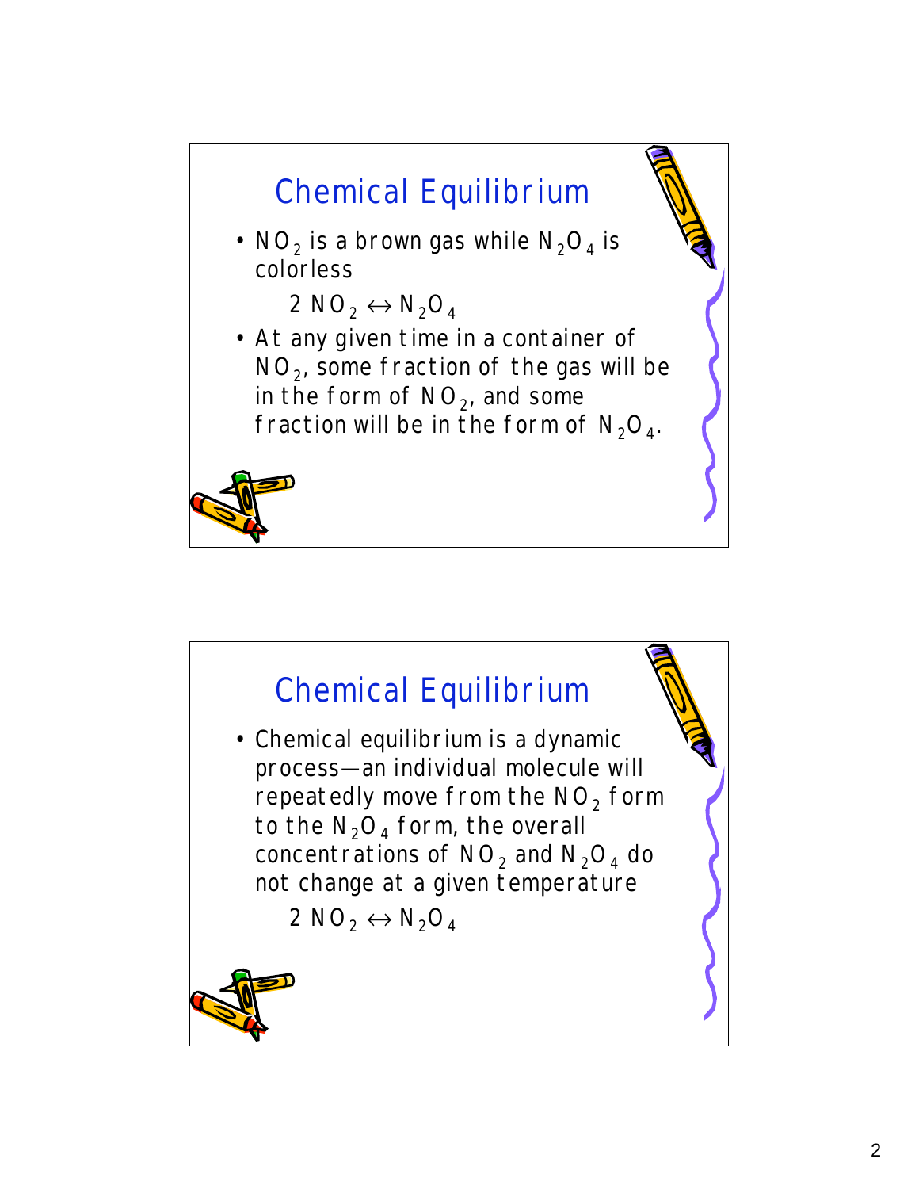## Chemical Equilibrium

- $NO_2$ is a brown gas while $N_2O_4$ is colorless

$$2\ NO_2 \leftrightarrow N_2O_4$$

- At any given time in a container of $NO_2$, some fraction of the gas will be in the form of $NO_2$, and some fraction will be in the form of $N_2O_4$.

## Chemical Equilibrium

- Chemical equilibrium is a dynamic process—an individual molecule will repeatedly move from the $NO_2$ form to the $N_2O_4$ form, the overall concentrations of $NO_2$ and $N_2O_4$ do not change at a given temperature

$$2\ NO_2 \leftrightarrow N_2O_4$$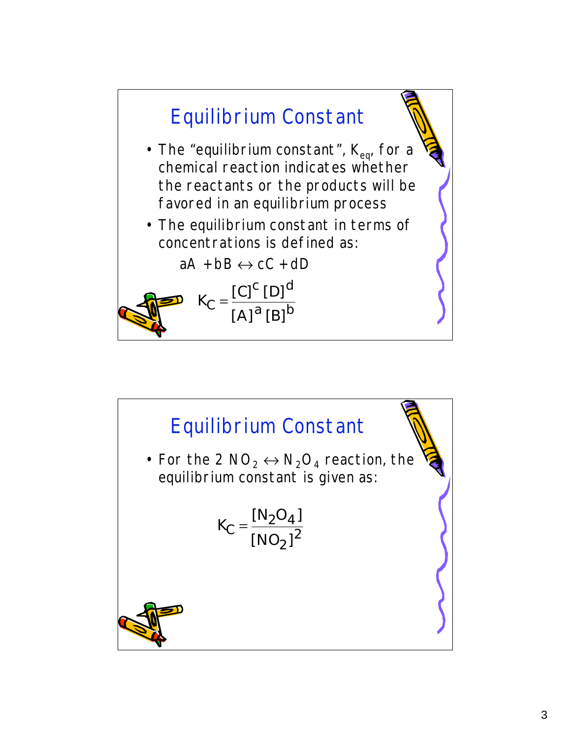## Equilibrium Constant

- The "equilibrium constant", $K_{eq}$, for a chemical reaction indicates whether the reactants or the products will be favored in an equilibrium process
- The equilibrium constant in terms of concentrations is defined as:

$$aA + bB \leftrightarrow cC + dD$$

$$K_C = \frac{[C]^c [D]^d}{[A]^a [B]^b}$$

## Equilibrium Constant

- For the $2\ NO_2 \leftrightarrow N_2O_4$ reaction, the equilibrium constant is given as:

$$K_C = \frac{[N_2O_4]}{[NO_2]^2}$$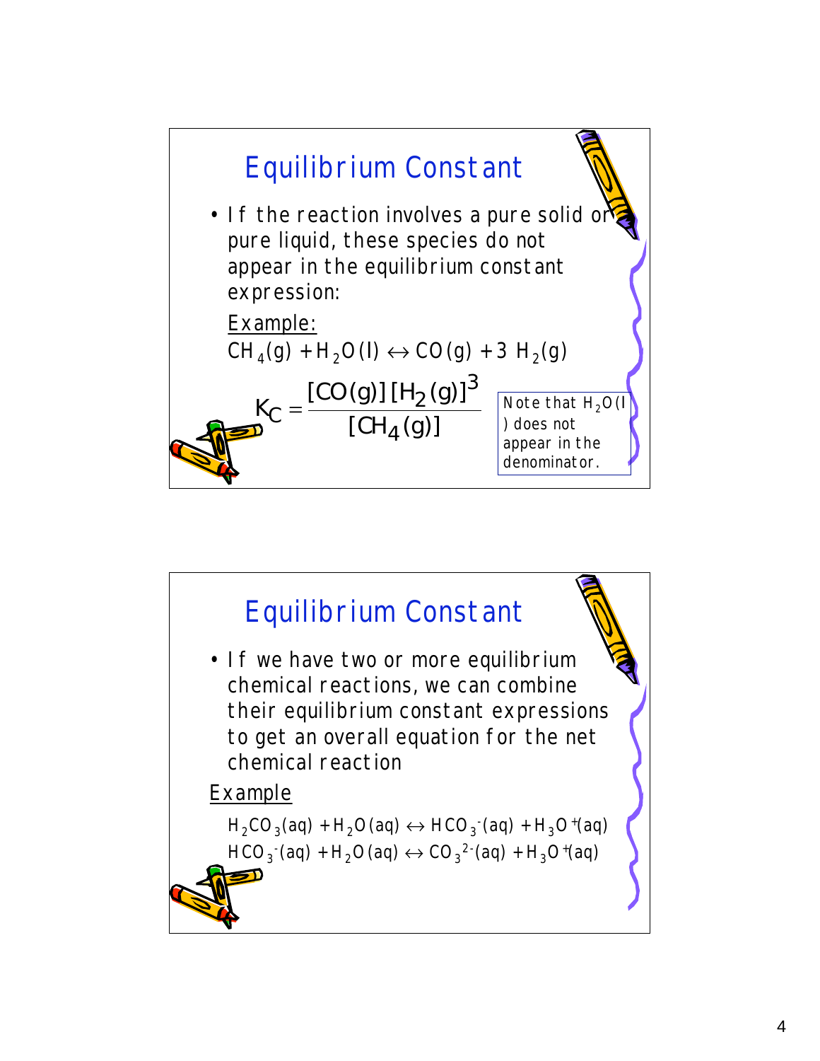## Equilibrium Constant

- If the reaction involves a pure solid or pure liquid, these species do not appear in the equilibrium constant expression:

Example:

$CH_4(g) + H_2O(l) \leftrightarrow CO(g) + 3\ H_2(g)$

$$K_C = \frac{[CO(g)][H_2(g)]^3}{[CH_4(g)]}$$

Note that $H_2O(l)$ does not appear in the denominator.

## Equilibrium Constant

- If we have two or more equilibrium chemical reactions, we can combine their equilibrium constant expressions to get an overall equation for the net chemical reaction

Example

$H_2CO_3(aq) + H_2O(aq) \leftrightarrow HCO_3^-(aq) + H_3O^+(aq)$

$HCO_3^-(aq) + H_2O(aq) \leftrightarrow CO_3^{2-}(aq) + H_3O^+(aq)$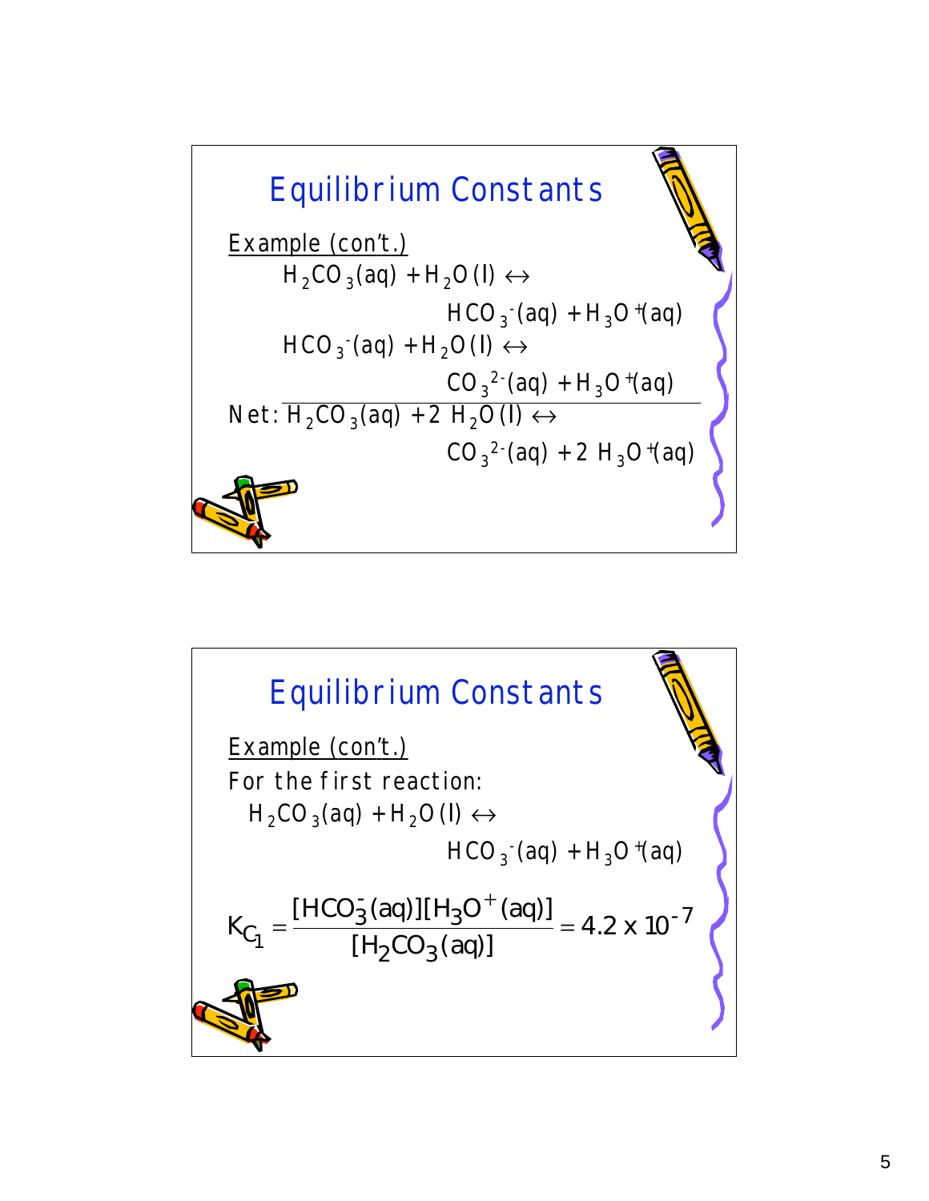## Equilibrium Constants

Example (con't.)

$$H_2CO_3(aq) + H_2O(l) \leftrightarrow HCO_3^-(aq) + H_3O^+(aq)$$

$$HCO_3^-(aq) + H_2O(l) \leftrightarrow CO_3^{2-}(aq) + H_3O^+(aq)$$

Net: $$H_2CO_3(aq) + 2\ H_2O(l) \leftrightarrow CO_3^{2-}(aq) + 2\ H_3O^+(aq)$$

## Equilibrium Constants

Example (con't.)

For the first reaction:

$$H_2CO_3(aq) + H_2O(l) \leftrightarrow HCO_3^-(aq) + H_3O^+(aq)$$

$$K_{C_1} = \frac{[HCO_3^-(aq)][H_3O^+(aq)]}{[H_2CO_3(aq)]} = 4.2 \times 10^{-7}$$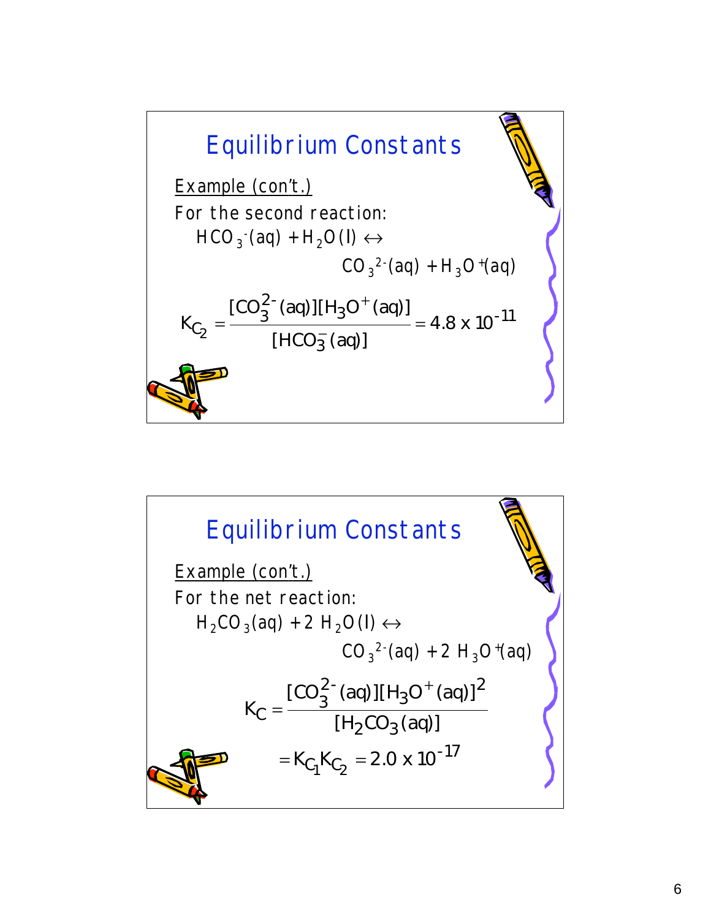## Equilibrium Constants

Example (con't.)

For the second reaction:

$$HCO_3^-(aq) + H_2O(l) \leftrightarrow CO_3^{2-}(aq) + H_3O^+(aq)$$

$$K_{C_2} = \frac{[CO_3^{2-}(aq)][H_3O^+(aq)]}{[HCO_3^-(aq)]} = 4.8 \times 10^{-11}$$

## Equilibrium Constants

Example (con't.)

For the net reaction:

$$H_2CO_3(aq) + 2\ H_2O(l) \leftrightarrow CO_3^{2-}(aq) + 2\ H_3O^+(aq)$$

$$K_C = \frac{[CO_3^{2-}(aq)][H_3O^+(aq)]^2}{[H_2CO_3(aq)]}$$

$$= K_{C_1}K_{C_2} = 2.0 \times 10^{-17}$$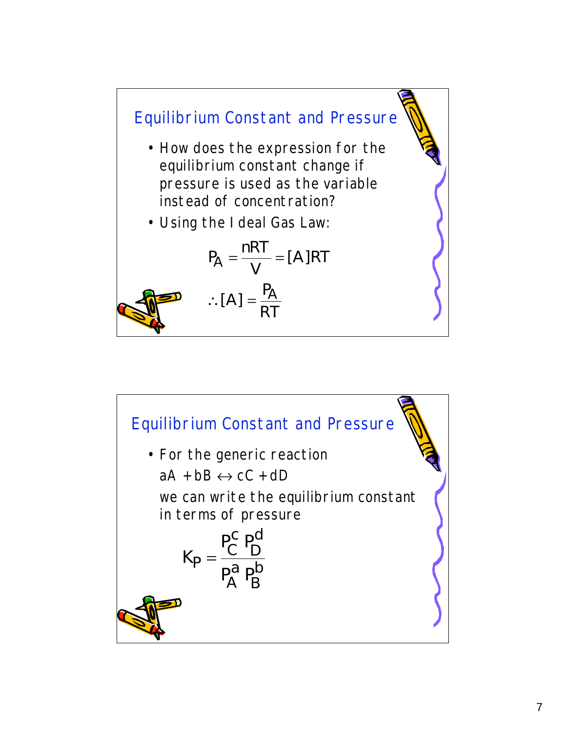## Equilibrium Constant and Pressure

- How does the expression for the equilibrium constant change if pressure is used as the variable instead of concentration?
- Using the Ideal Gas Law:

$$P_A = \frac{nRT}{V} = [A]RT$$

$$\therefore [A] = \frac{P_A}{RT}$$

## Equilibrium Constant and Pressure

- For the generic reaction

  $aA + bB \leftrightarrow cC + dD$

  we can write the equilibrium constant in terms of pressure

$$K_P = \frac{P_C^c \, P_D^d}{P_A^a \, P_B^b}$$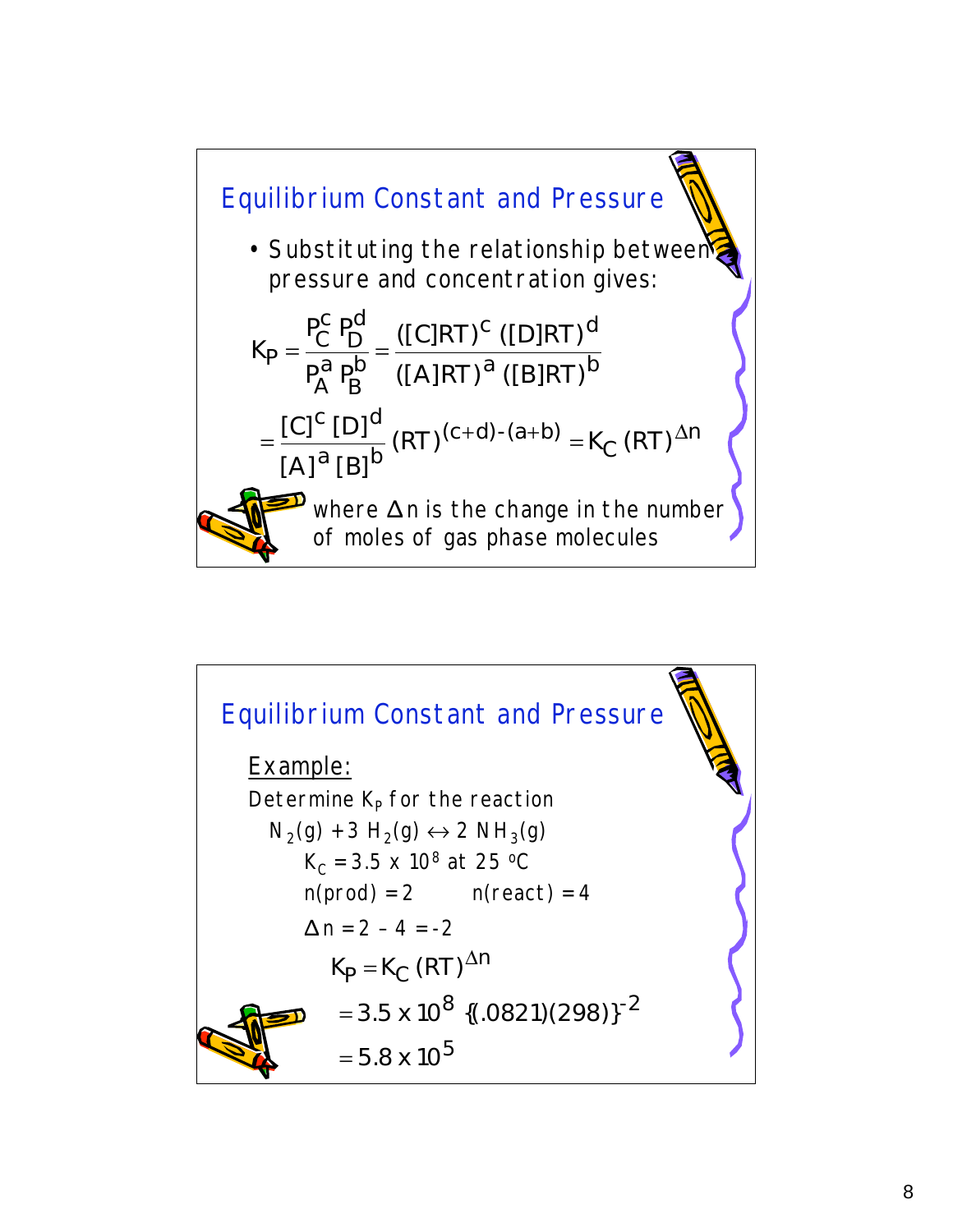## Equilibrium Constant and Pressure

- Substituting the relationship between pressure and concentration gives:

$$K_P = \frac{P_C^c \, P_D^d}{P_A^a \, P_B^b} = \frac{([C]RT)^c \, ([D]RT)^d}{([A]RT)^a \, ([B]RT)^b}$$

$$= \frac{[C]^c \, [D]^d}{[A]^a \, [B]^b} (RT)^{(c+d)-(a+b)} = K_C \, (RT)^{\Delta n}$$

where $\Delta n$ is the change in the number of moles of gas phase molecules

## Equilibrium Constant and Pressure

<u>Example:</u>

Determine $K_P$ for the reaction

$N_2(g) + 3\ H_2(g) \leftrightarrow 2\ NH_3(g)$

$K_C = 3.5 \times 10^8$ at 25 °C

n(prod) = 2 n(react) = 4

$\Delta n = 2 - 4 = -2$

$$K_P = K_C \, (RT)^{\Delta n}$$

$$= 3.5 \times 10^8 \, \{(.0821)(298)\}^{-2}$$

$$= 5.8 \times 10^5$$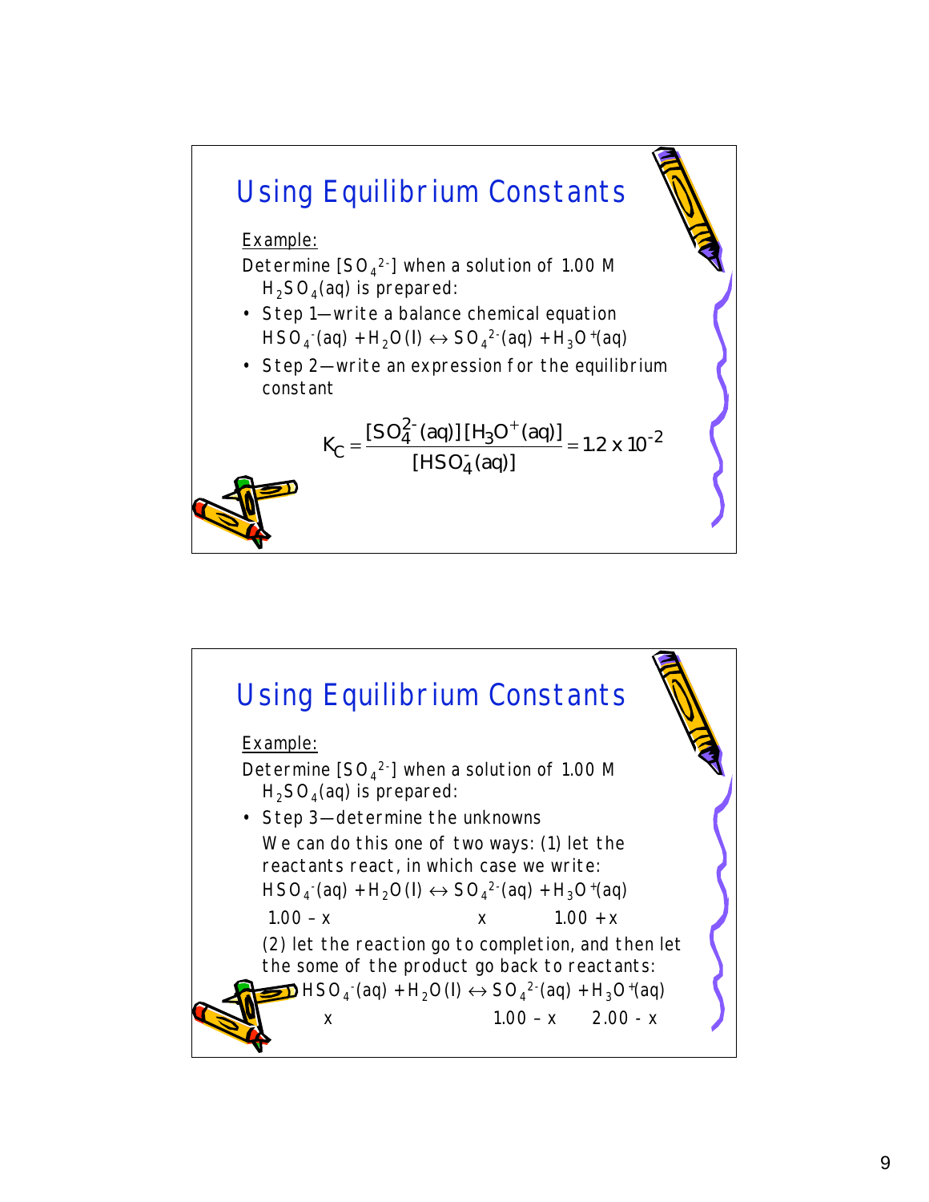## Using Equilibrium Constants

<u>Example:</u>

Determine $[SO_4^{2-}]$ when a solution of 1.00 M $H_2SO_4(aq)$ is prepared:

- Step 1—write a balance chemical equation
  $HSO_4^-(aq) + H_2O(l) \leftrightarrow SO_4^{2-}(aq) + H_3O^+(aq)$
- Step 2—write an expression for the equilibrium constant

$$K_C = \frac{[SO_4^{2-}(aq)][H_3O^+(aq)]}{[HSO_4^-(aq)]} = 1.2 \times 10^{-2}$$

## Using Equilibrium Constants

<u>Example:</u>

Determine $[SO_4^{2-}]$ when a solution of 1.00 M $H_2SO_4(aq)$ is prepared:

- Step 3—determine the unknowns

  We can do this one of two ways: (1) let the reactants react, in which case we write:

  $HSO_4^-(aq) + H_2O(l) \leftrightarrow SO_4^{2-}(aq) + H_3O^+(aq)$

  | $HSO_4^-(aq)$ | $SO_4^{2-}(aq)$ | $H_3O^+(aq)$ |
  |---|---|---|
  | $1.00 - x$ | $x$ | $1.00 + x$ |

  (2) let the reaction go to completion, and then let the some of the product go back to reactants:

  $HSO_4^-(aq) + H_2O(l) \leftrightarrow SO_4^{2-}(aq) + H_3O^+(aq)$

  | $HSO_4^-(aq)$ | $SO_4^{2-}(aq)$ | $H_3O^+(aq)$ |
  |---|---|---|
  | $x$ | $1.00 - x$ | $2.00 - x$ |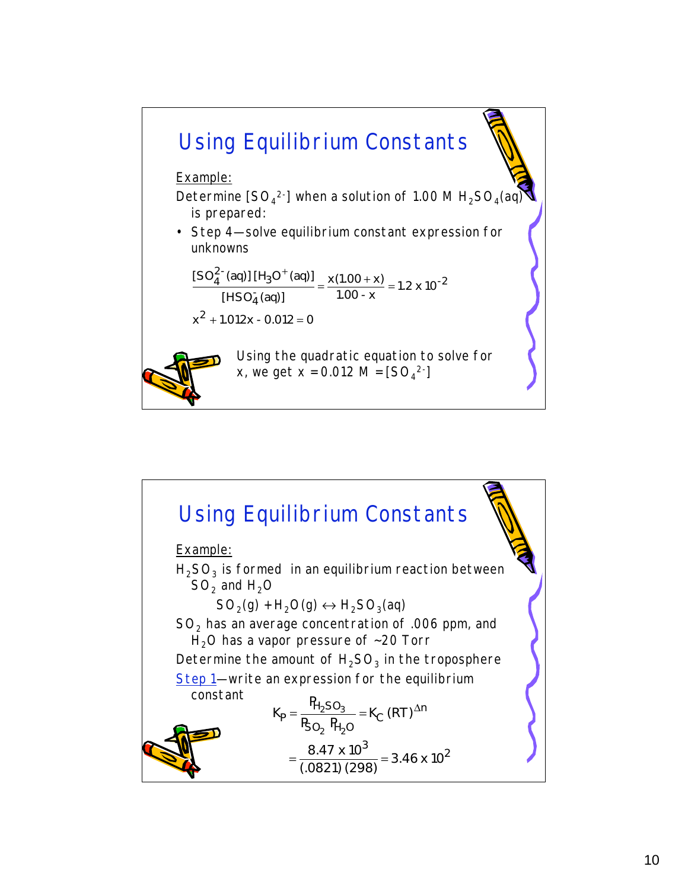# Using Equilibrium Constants

Example:

Determine $[SO_4^{2-}]$ when a solution of 1.00 M $H_2SO_4(aq)$ is prepared:

- Step 4—solve equilibrium constant expression for unknowns

$$\frac{[SO_4^{2-}(aq)][H_3O^+(aq)]}{[HSO_4^-(aq)]} = \frac{x(1.00 + x)}{1.00 - x} = 1.2 \times 10^{-2}$$

$$x^2 + 1.012x - 0.012 = 0$$

Using the quadratic equation to solve for x, we get x = 0.012 M = $[SO_4^{2-}]$

# Using Equilibrium Constants

Example:

$H_2SO_3$ is formed in an equilibrium reaction between $SO_2$ and $H_2O$

$$SO_2(g) + H_2O(g) \leftrightarrow H_2SO_3(aq)$$

$SO_2$ has an average concentration of .006 ppm, and $H_2O$ has a vapor pressure of ~20 Torr

Determine the amount of $H_2SO_3$ in the troposphere

Step 1—write an expression for the equilibrium constant

$$K_P = \frac{P_{H_2SO_3}}{P_{SO_2}\, P_{H_2O}} = K_C\,(RT)^{\Delta n}$$

$$= \frac{8.47 \times 10^3}{(.0821)(298)} = 3.46 \times 10^2$$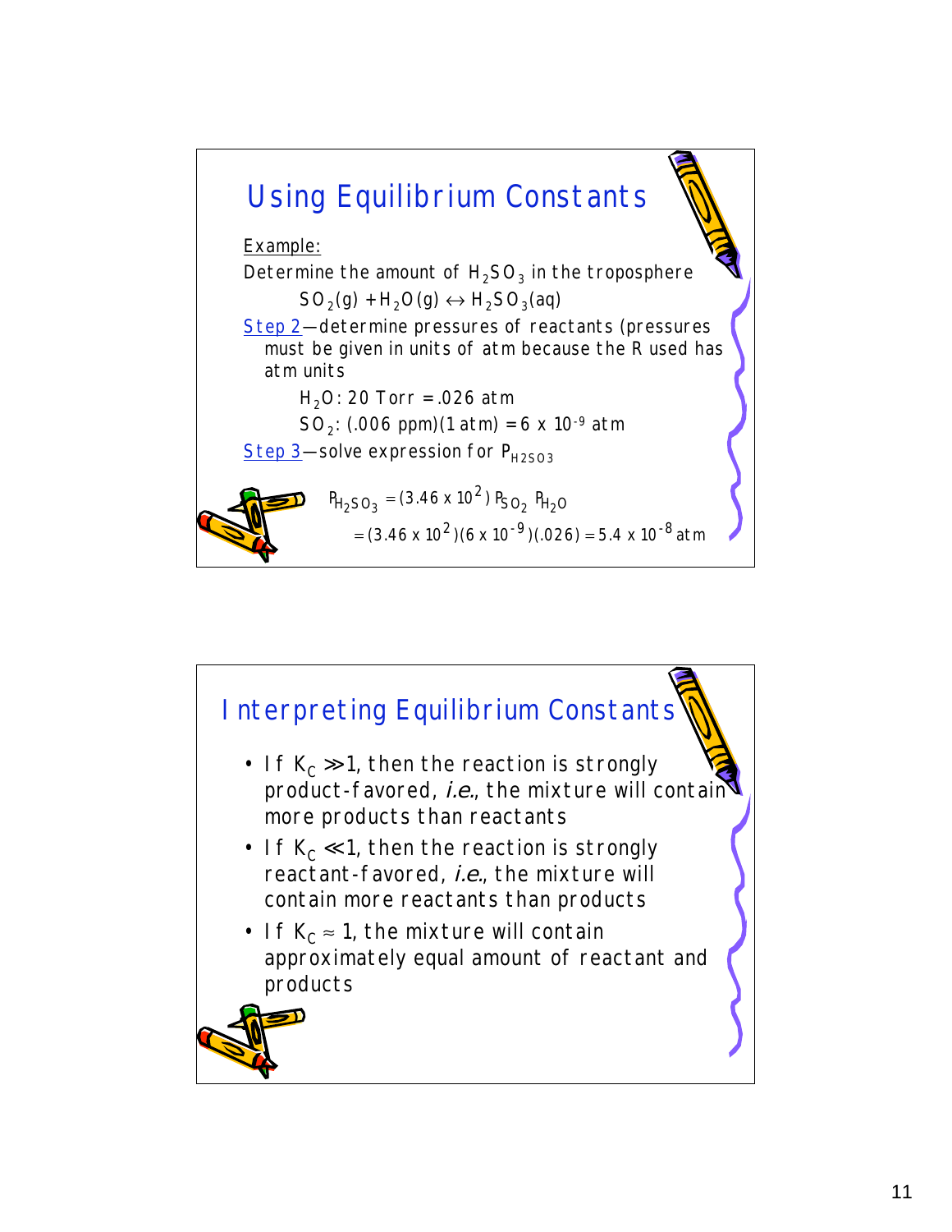## Using Equilibrium Constants

Example:

Determine the amount of $H_2SO_3$ in the troposphere

$$SO_2(g) + H_2O(g) \leftrightarrow H_2SO_3(aq)$$

Step 2—determine pressures of reactants (pressures must be given in units of atm because the R used has atm units

$H_2O$: 20 Torr = .026 atm

$SO_2$: (.006 ppm)(1 atm) = $6 \times 10^{-9}$ atm

Step 3—solve expression for $P_{H2SO3}$

$$P_{H_2SO_3} = (3.46 \times 10^2)\, P_{SO_2}\, P_{H_2O}$$

$$= (3.46 \times 10^2)(6 \times 10^{-9})(.026) = 5.4 \times 10^{-8} \text{ atm}$$

## Interpreting Equilibrium Constants

- If $K_C \gg 1$, then the reaction is strongly product-favored, *i.e.*, the mixture will contain more products than reactants
- If $K_C \ll 1$, then the reaction is strongly reactant-favored, *i.e.*, the mixture will contain more reactants than products
- If $K_C \approx 1$, the mixture will contain approximately equal amount of reactant and products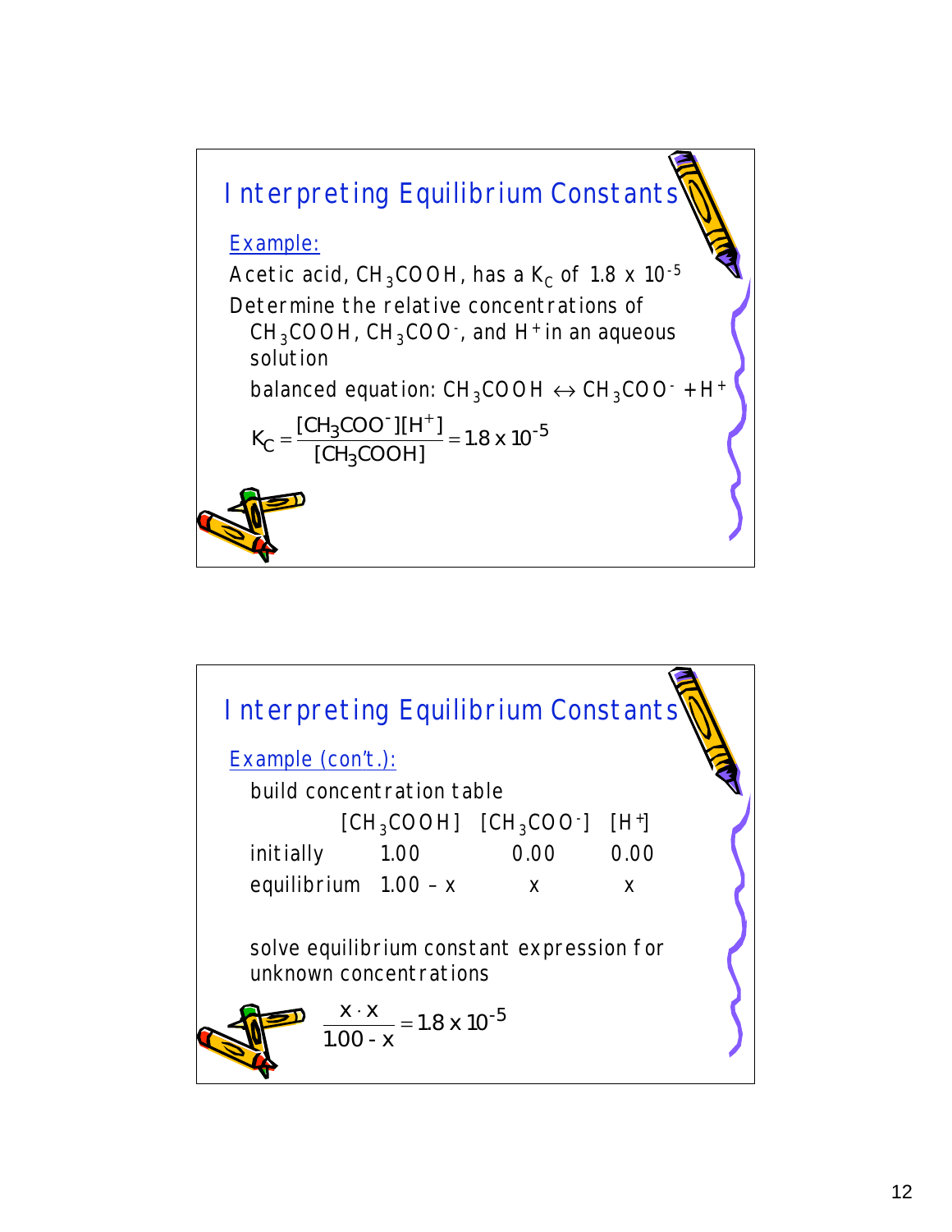## Interpreting Equilibrium Constants

Example:

Acetic acid, $CH_3COOH$, has a $K_C$ of $1.8 \times 10^{-5}$

Determine the relative concentrations of $CH_3COOH$, $CH_3COO^-$, and $H^+$ in an aqueous solution

balanced equation: $CH_3COOH \leftrightarrow CH_3COO^- + H^+$

$$K_C = \frac{[CH_3COO^-][H^+]}{[CH_3COOH]} = 1.8 \times 10^{-5}$$

## Interpreting Equilibrium Constants

Example (con't.):

build concentration table

| | $[CH_3COOH]$ | $[CH_3COO^-]$ | $[H^+]$ |
|---|---|---|---|
| initially | 1.00 | 0.00 | 0.00 |
| equilibrium | 1.00 – x | x | x |

solve equilibrium constant expression for unknown concentrations

$$\frac{x \cdot x}{1.00 - x} = 1.8 \times 10^{-5}$$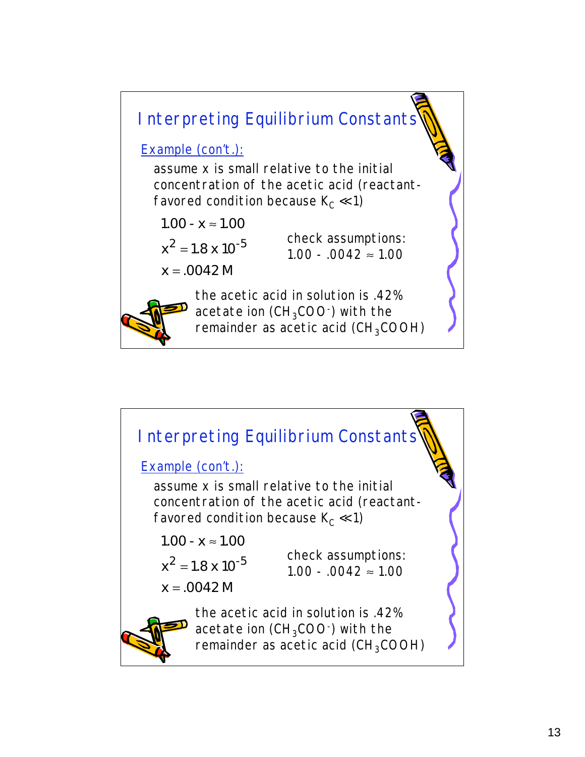## Interpreting Equilibrium Constants

Example (con't.):

assume x is small relative to the initial concentration of the acetic acid (reactant-favored condition because $K_C \ll 1$)

$$1.00 - x \approx 1.00$$

$$x^2 = 1.8 \times 10^{-5}$$

$$x = .0042\ M$$

check assumptions:
$1.00 - .0042 \approx 1.00$

the acetic acid in solution is .42% acetate ion ($CH_3COO^-$) with the remainder as acetic acid ($CH_3COOH$)

## Interpreting Equilibrium Constants

Example (con't.):

assume x is small relative to the initial concentration of the acetic acid (reactant-favored condition because $K_C \ll 1$)

$$1.00 - x \approx 1.00$$

$$x^2 = 1.8 \times 10^{-5}$$

$$x = .0042\ M$$

check assumptions:
$1.00 - .0042 \approx 1.00$

the acetic acid in solution is .42% acetate ion ($CH_3COO^-$) with the remainder as acetic acid ($CH_3COOH$)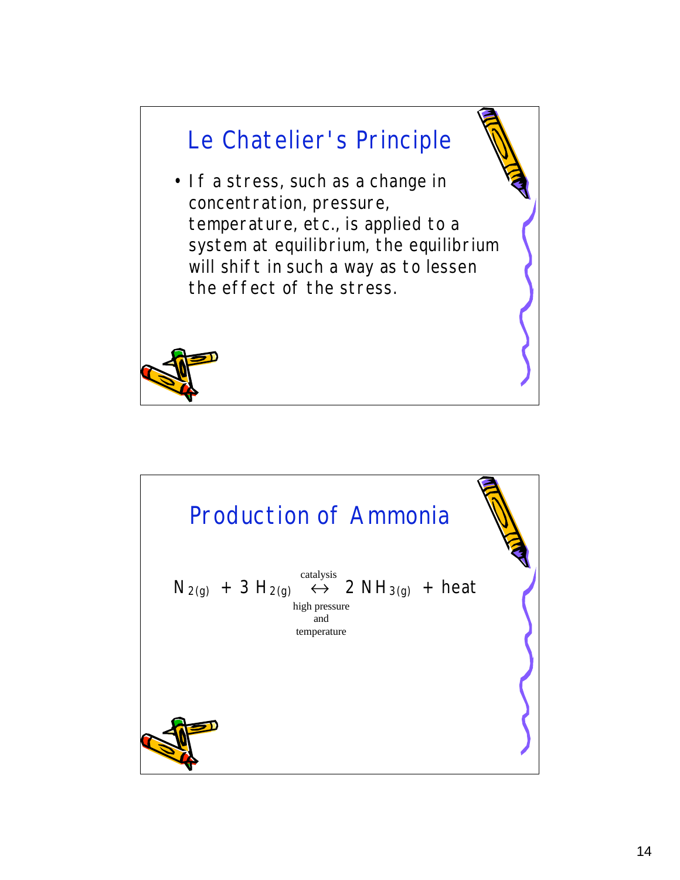## Le Chatelier's Principle

- If a stress, such as a change in concentration, pressure, temperature, etc., is applied to a system at equilibrium, the equilibrium will shift in such a way as to lessen the effect of the stress.

## Production of Ammonia

$$N_{2(g)} + 3\,H_{2(g)} \underset{\text{high pressure and temperature}}{\overset{\text{catalysis}}{\leftrightarrow}} 2\,NH_{3(g)} + \text{heat}$$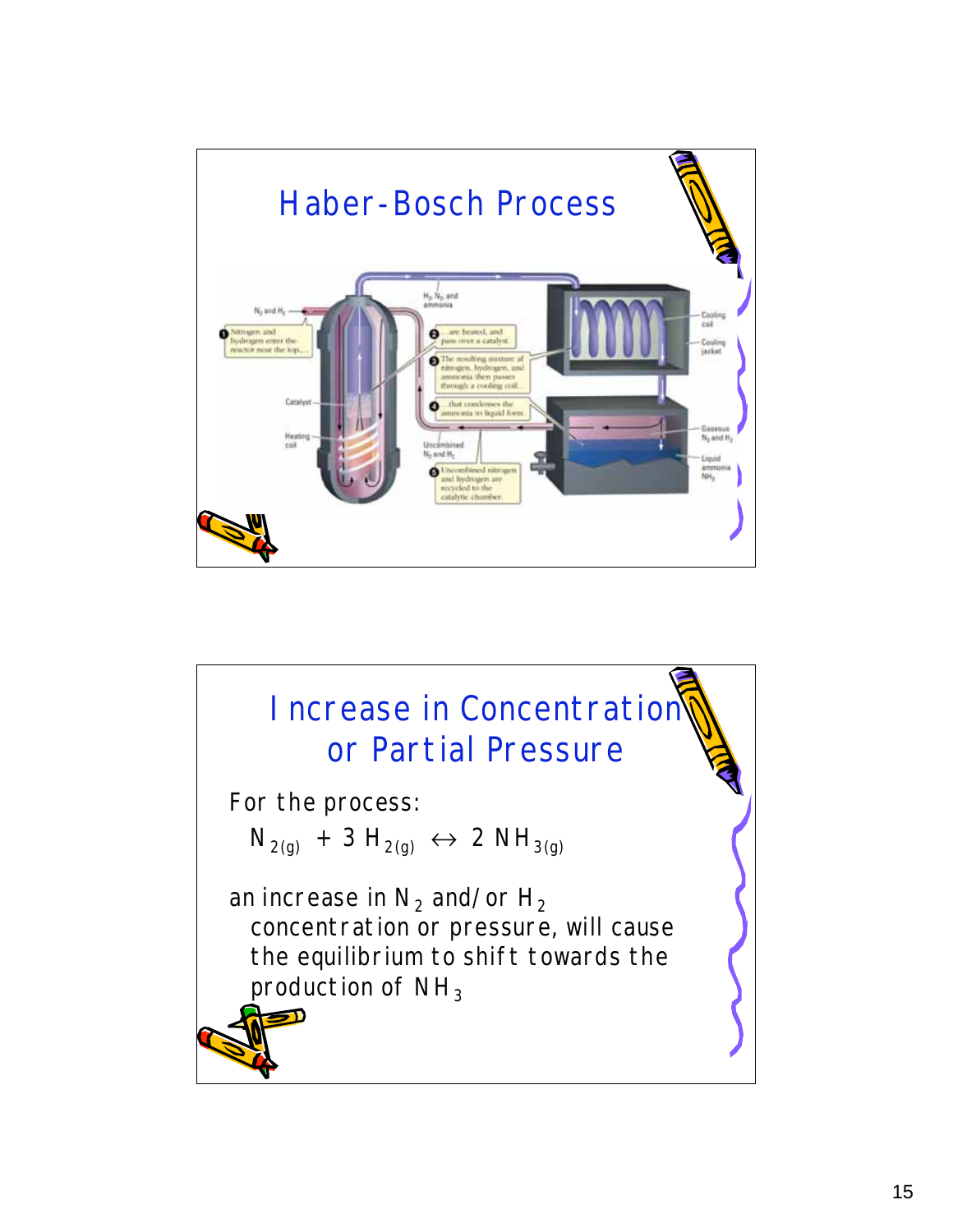# Haber-Bosch Process

# Increase in Concentration or Partial Pressure

For the process:

$$N_{2(g)} + 3\,H_{2(g)} \leftrightarrow 2\,NH_{3(g)}$$

an increase in $N_2$ and/or $H_2$ concentration or pressure, will cause the equilibrium to shift towards the production of $NH_3$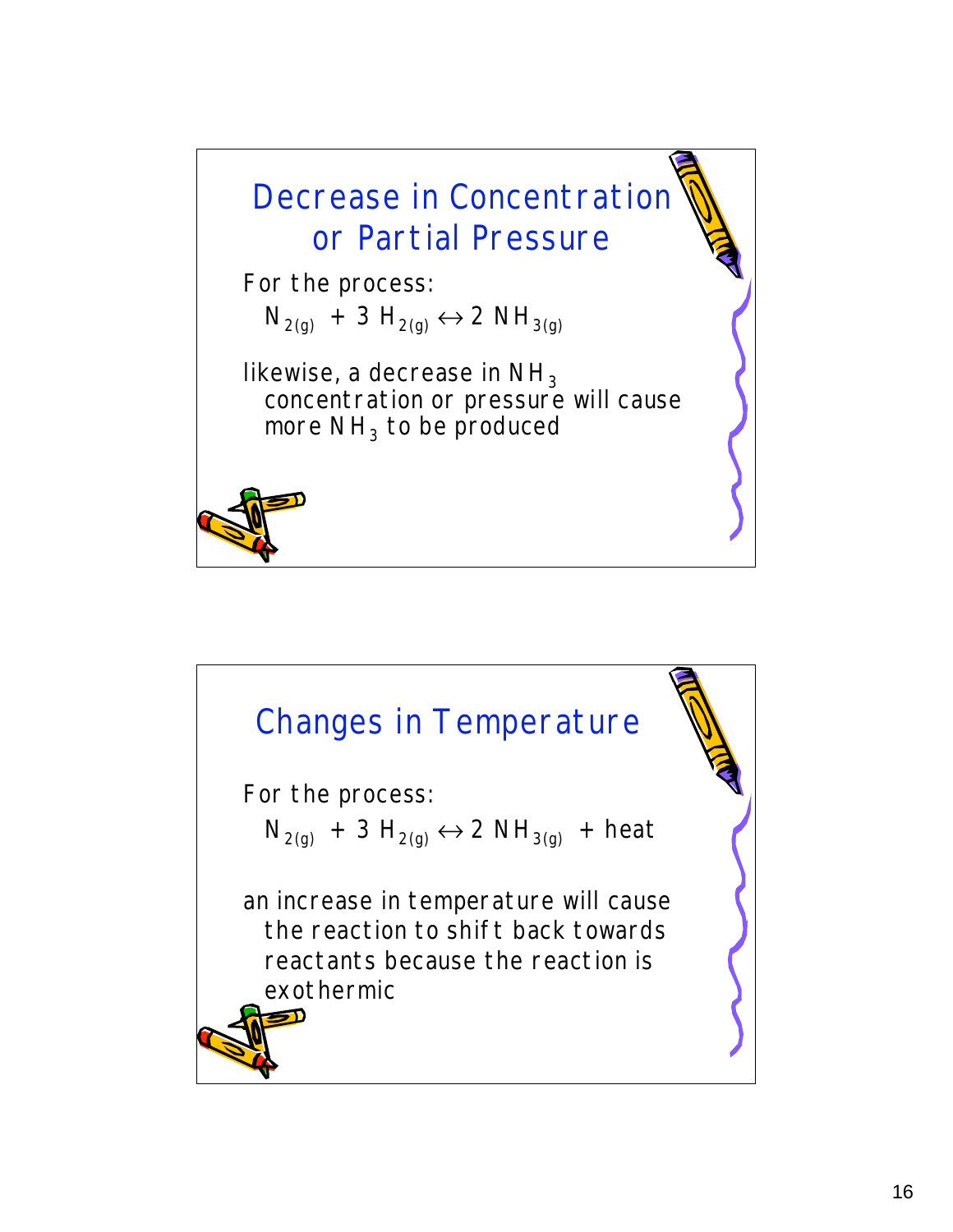## Decrease in Concentration or Partial Pressure

For the process:

$$N_{2(g)} + 3\ H_{2(g)} \leftrightarrow 2\ NH_{3(g)}$$

likewise, a decrease in $NH_3$ concentration or pressure will cause more $NH_3$ to be produced

## Changes in Temperature

For the process:

$$N_{2(g)} + 3\ H_{2(g)} \leftrightarrow 2\ NH_{3(g)} + \text{heat}$$

an increase in temperature will cause the reaction to shift back towards reactants because the reaction is exothermic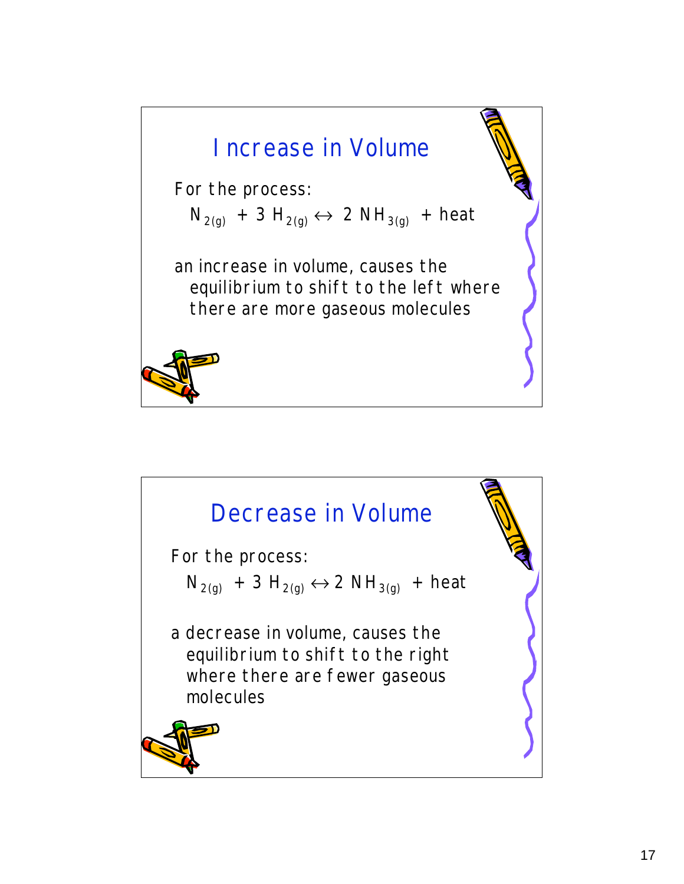## Increase in Volume

For the process:

$$N_{2(g)} + 3\ H_{2(g)} \leftrightarrow 2\ NH_{3(g)} + \text{heat}$$

an increase in volume, causes the equilibrium to shift to the left where there are more gaseous molecules

## Decrease in Volume

For the process:

$$N_{2(g)} + 3\ H_{2(g)} \leftrightarrow 2\ NH_{3(g)} + \text{heat}$$

a decrease in volume, causes the equilibrium to shift to the right where there are fewer gaseous molecules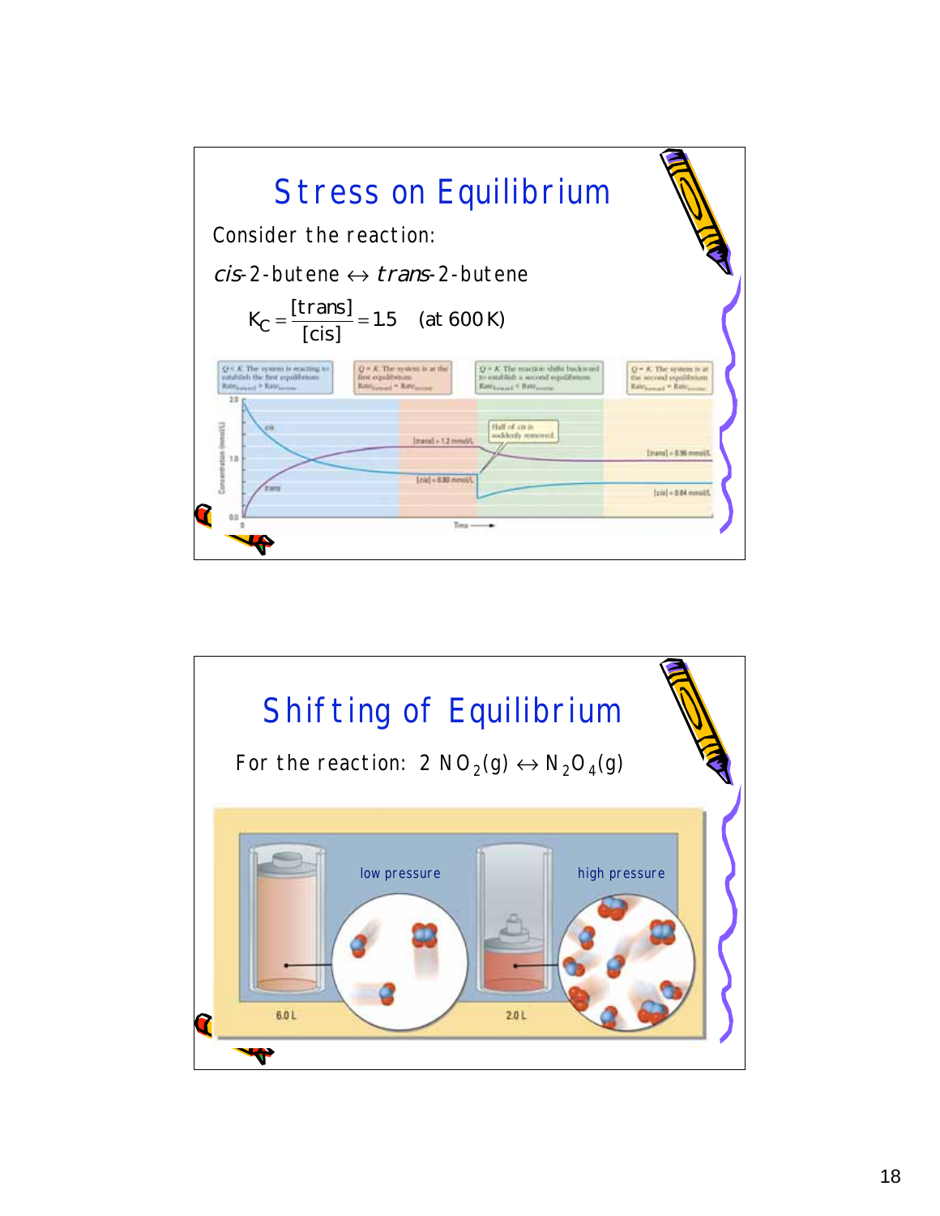## Stress on Equilibrium

Consider the reaction:

*cis*-2-butene ↔ *trans*-2-butene

$$K_C = \frac{[\text{trans}]}{[\text{cis}]} = 1.5 \quad \text{(at 600 K)}$$

Q < K. The system is reacting to establish the first equilibrium. $Rate_{forward} > Rate_{reverse}$

Q = K. The system is at the first equilibrium. $Rate_{forward} = Rate_{reverse}$

Q > K. The reaction shifts backward to establish a second equilibrium. $Rate_{forward} < Rate_{reverse}$

Q = K. The system is at the second equilibrium. $Rate_{forward} = Rate_{reverse}$

Concentration (mmol/L)

2.0

1.0

0.0

0

cis

trans

[trans] = 1.2 mmol/L

[cis] = 0.80 mmol/L

Half of cis is suddenly removed.

[trans] = 0.96 mmol/L

[cis] = 0.64 mmol/L

Time ⟶

## Shifting of Equilibrium

For the reaction: $2\ NO_2(g) \leftrightarrow N_2O_4(g)$

low pressure

high pressure

6.0 L

2.0 L